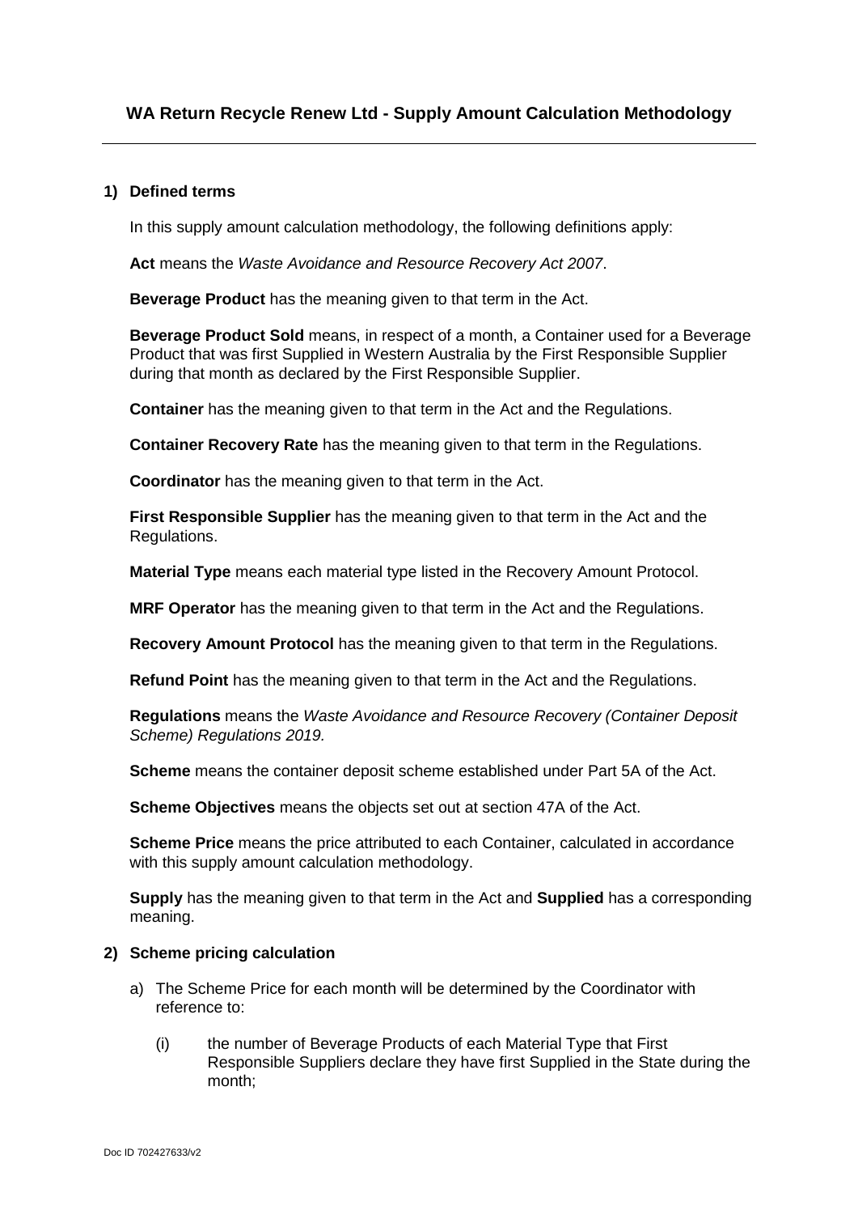## WA Return Recycle Renew Ltd - Supply Amount Calculation Methodology

---

### 1) Defined terms

In this supply amount calculation methodology, the following definitions apply:

**Act** means the *Waste Avoidance and Resource Recovery Act 2007*.

**Beverage Product** has the meaning given to that term in the Act.

**Beverage Product Sold** means, in respect of a month, a Container used for a Beverage Product that was first Supplied in Western Australia by the First Responsible Supplier during that month as declared by the First Responsible Supplier.

**Container** has the meaning given to that term in the Act and the Regulations.

**Container Recovery Rate** has the meaning given to that term in the Regulations.

**Coordinator** has the meaning given to that term in the Act.

**First Responsible Supplier** has the meaning given to that term in the Act and the Regulations.

**Material Type** means each material type listed in the Recovery Amount Protocol.

**MRF Operator** has the meaning given to that term in the Act and the Regulations.

**Recovery Amount Protocol** has the meaning given to that term in the Regulations.

**Refund Point** has the meaning given to that term in the Act and the Regulations.

**Regulations** means the *Waste Avoidance and Resource Recovery (Container Deposit Scheme) Regulations 2019.*

**Scheme** means the container deposit scheme established under Part 5A of the Act.

**Scheme Objectives** means the objects set out at section 47A of the Act.

**Scheme Price** means the price attributed to each Container, calculated in accordance with this supply amount calculation methodology.

**Supply** has the meaning given to that term in the Act and **Supplied** has a corresponding meaning.

### 2) Scheme pricing calculation

a) The Scheme Price for each month will be determined by the Coordinator with reference to:

   (i) the number of Beverage Products of each Material Type that First Responsible Suppliers declare they have first Supplied in the State during the month;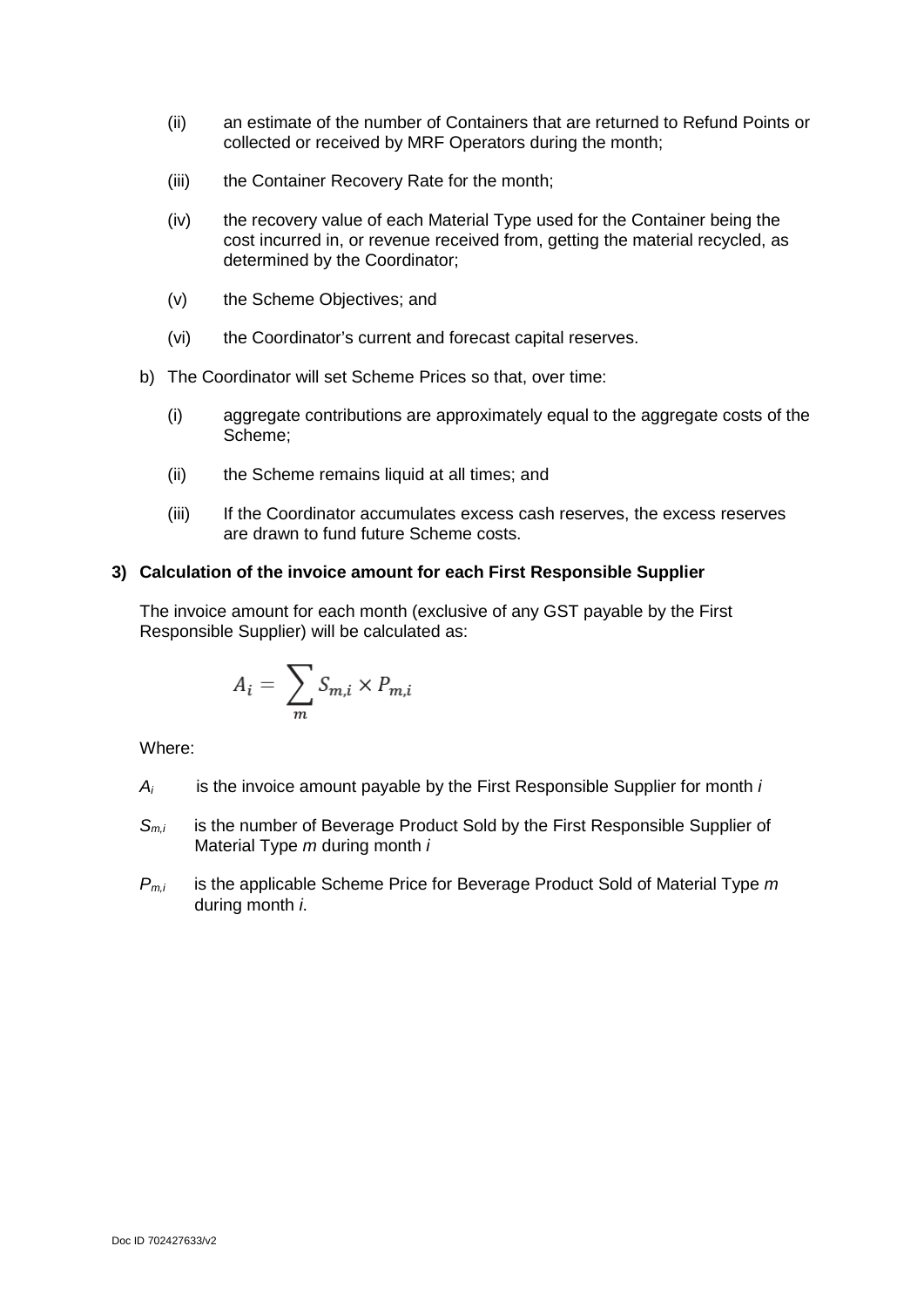(ii) an estimate of the number of Containers that are returned to Refund Points or collected or received by MRF Operators during the month;

(iii) the Container Recovery Rate for the month;

(iv) the recovery value of each Material Type used for the Container being the cost incurred in, or revenue received from, getting the material recycled, as determined by the Coordinator;

(v) the Scheme Objectives; and

(vi) the Coordinator's current and forecast capital reserves.

b) The Coordinator will set Scheme Prices so that, over time:

(i) aggregate contributions are approximately equal to the aggregate costs of the Scheme;

(ii) the Scheme remains liquid at all times; and

(iii) If the Coordinator accumulates excess cash reserves, the excess reserves are drawn to fund future Scheme costs.

**3) Calculation of the invoice amount for each First Responsible Supplier**

The invoice amount for each month (exclusive of any GST payable by the First Responsible Supplier) will be calculated as:

$$A_i = \sum_m S_{m,i} \times P_{m,i}$$

Where:

$A_i$ is the invoice amount payable by the First Responsible Supplier for month *i*

$S_{m,i}$ is the number of Beverage Product Sold by the First Responsible Supplier of Material Type *m* during month *i*

$P_{m,i}$ is the applicable Scheme Price for Beverage Product Sold of Material Type *m* during month *i*.